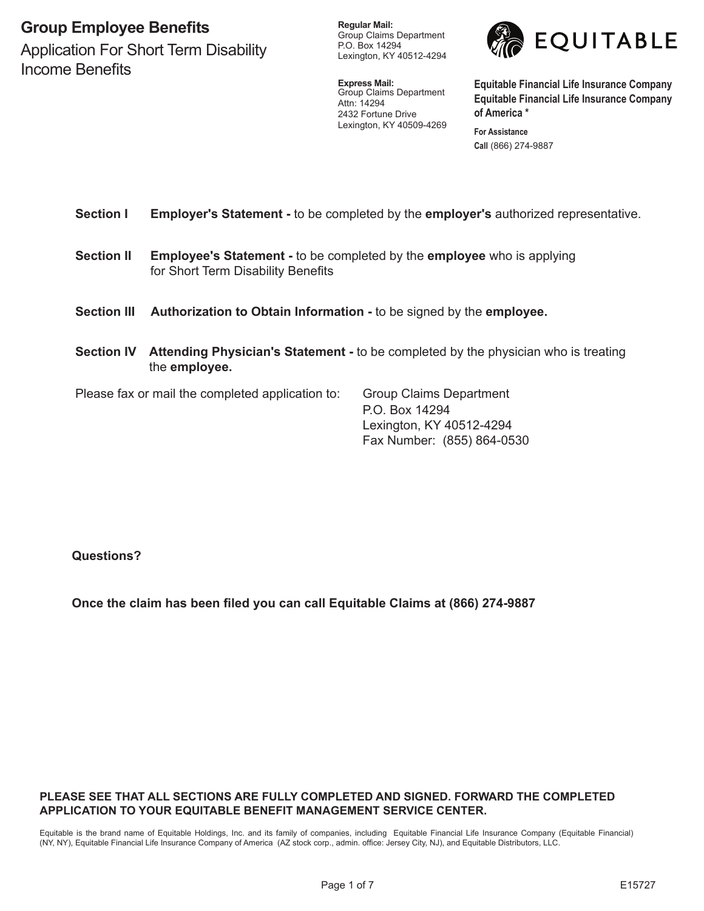# Group Employee Benefits

## Application For Short Term Disability Income Benefits

**Regular Mail:**
Group Claims Department
P.O. Box 14294
Lexington, KY 40512-4294

**Express Mail:**
Group Claims Department
Attn: 14294
2432 Fortune Drive
Lexington, KY 40509-4269

EQUITABLE

**Equitable Financial Life Insurance Company**
**Equitable Financial Life Insurance Company of America \***

**For Assistance**
**Call** (866) 274-9887

**Section I** **Employer's Statement -** to be completed by the **employer's** authorized representative.

**Section II** **Employee's Statement -** to be completed by the **employee** who is applying for Short Term Disability Benefits

**Section III** **Authorization to Obtain Information -** to be signed by the **employee.**

**Section IV** **Attending Physician's Statement -** to be completed by the physician who is treating the **employee.**

Please fax or mail the completed application to:

Group Claims Department
P.O. Box 14294
Lexington, KY 40512-4294
Fax Number: (855) 864-0530

**Questions?**

**Once the claim has been filed you can call Equitable Claims at (866) 274-9887**

**PLEASE SEE THAT ALL SECTIONS ARE FULLY COMPLETED AND SIGNED. FORWARD THE COMPLETED APPLICATION TO YOUR EQUITABLE BENEFIT MANAGEMENT SERVICE CENTER.**

Equitable is the brand name of Equitable Holdings, Inc. and its family of companies, including Equitable Financial Life Insurance Company (Equitable Financial) (NY, NY), Equitable Financial Life Insurance Company of America (AZ stock corp., admin. office: Jersey City, NJ), and Equitable Distributors, LLC.

E15727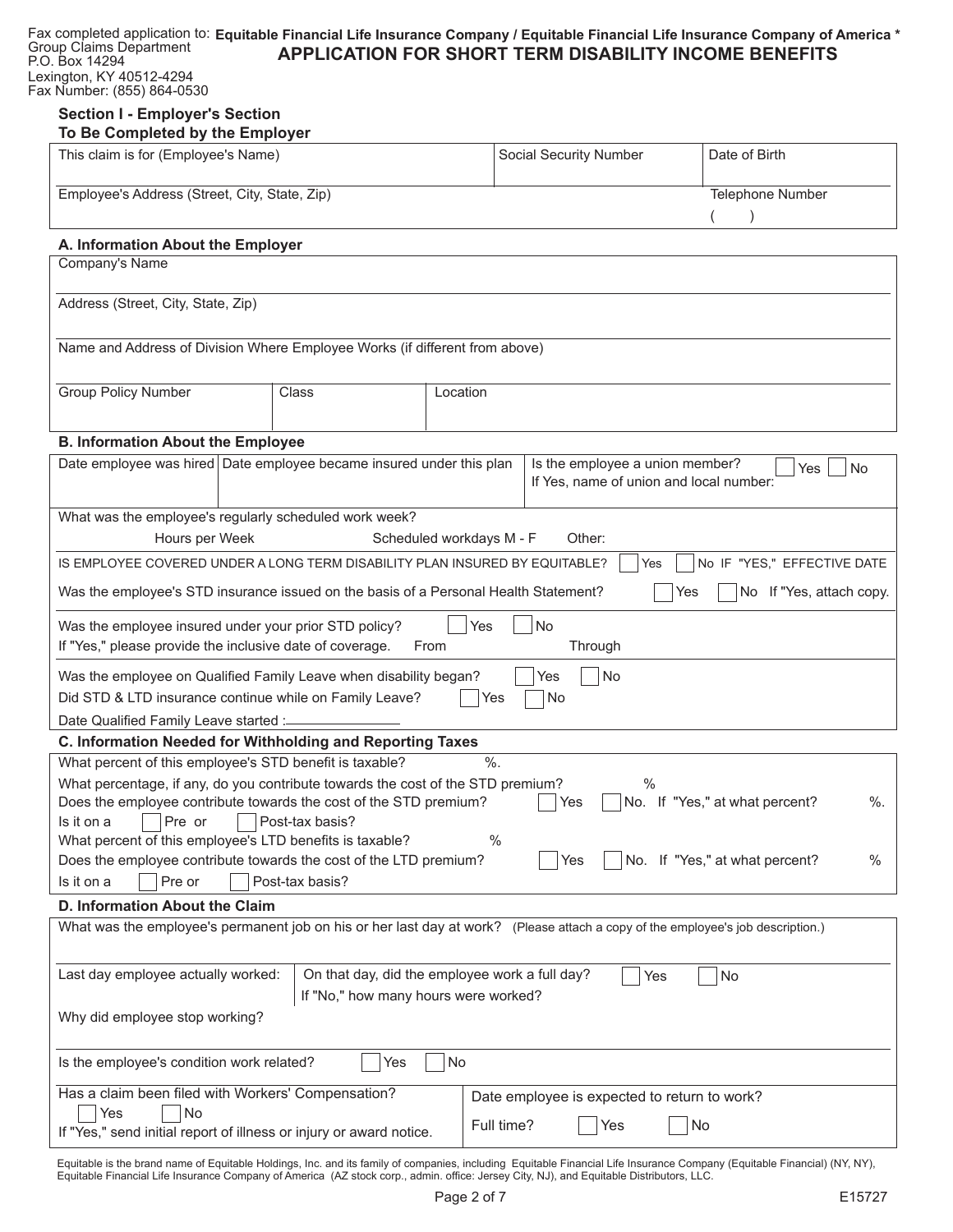Fax completed application to:
Group Claims Department
P.O. Box 14294
Lexington, KY 40512-4294
Fax Number: (855) 864-0530

**Equitable Financial Life Insurance Company / Equitable Financial Life Insurance Company of America ***

# APPLICATION FOR SHORT TERM DISABILITY INCOME BENEFITS

## Section I - Employer's Section
### To Be Completed by the Employer

| This claim is for (Employee's Name) | Social Security Number | Date of Birth |
|---|---|---|
| Employee's Address (Street, City, State, Zip) | | Telephone Number ( ) |

### A. Information About the Employer

| Company's Name | | |
|---|---|---|
| Address (Street, City, State, Zip) | | |
| Name and Address of Division Where Employee Works (if different from above) | | |
| Group Policy Number | Class | Location |

### B. Information About the Employee

| Date employee was hired | Date employee became insured under this plan | Is the employee a union member? ☐ Yes ☐ No If Yes, name of union and local number: |
|---|---|---|

What was the employee's regularly scheduled work week?
Hours per Week Scheduled workdays M - F Other:

IS EMPLOYEE COVERED UNDER A LONG TERM DISABILITY PLAN INSURED BY EQUITABLE? ☐ Yes ☐ No IF "YES," EFFECTIVE DATE

Was the employee's STD insurance issued on the basis of a Personal Health Statement? ☐ Yes ☐ No If "Yes, attach copy.

Was the employee insured under your prior STD policy? ☐ Yes ☐ No
If "Yes," please provide the inclusive date of coverage. From Through

Was the employee on Qualified Family Leave when disability began? ☐ Yes ☐ No
Did STD & LTD insurance continue while on Family Leave? ☐ Yes ☐ No
Date Qualified Family Leave started :_______________

### C. Information Needed for Withholding and Reporting Taxes

What percent of this employee's STD benefit is taxable? %.
What percentage, if any, do you contribute towards the cost of the STD premium? %
Does the employee contribute towards the cost of the STD premium? ☐ Yes ☐ No. If "Yes," at what percent? %.
Is it on a ☐ Pre or ☐ Post-tax basis?
What percent of this employee's LTD benefits is taxable? %
Does the employee contribute towards the cost of the LTD premium? ☐ Yes ☐ No. If "Yes," at what percent? %
Is it on a ☐ Pre or ☐ Post-tax basis?

### D. Information About the Claim

What was the employee's permanent job on his or her last day at work? (Please attach a copy of the employee's job description.)

| Last day employee actually worked: | On that day, did the employee work a full day? ☐ Yes ☐ No If "No," how many hours were worked? |
|---|---|

Why did employee stop working?

Is the employee's condition work related? ☐ Yes ☐ No

| Has a claim been filed with Workers' Compensation? ☐ Yes ☐ No If "Yes," send initial report of illness or injury or award notice. | Date employee is expected to return to work? Full time? ☐ Yes ☐ No |
|---|---|

Equitable is the brand name of Equitable Holdings, Inc. and its family of companies, including Equitable Financial Life Insurance Company (Equitable Financial) (NY, NY), Equitable Financial Life Insurance Company of America (AZ stock corp., admin. office: Jersey City, NJ), and Equitable Distributors, LLC.

E15727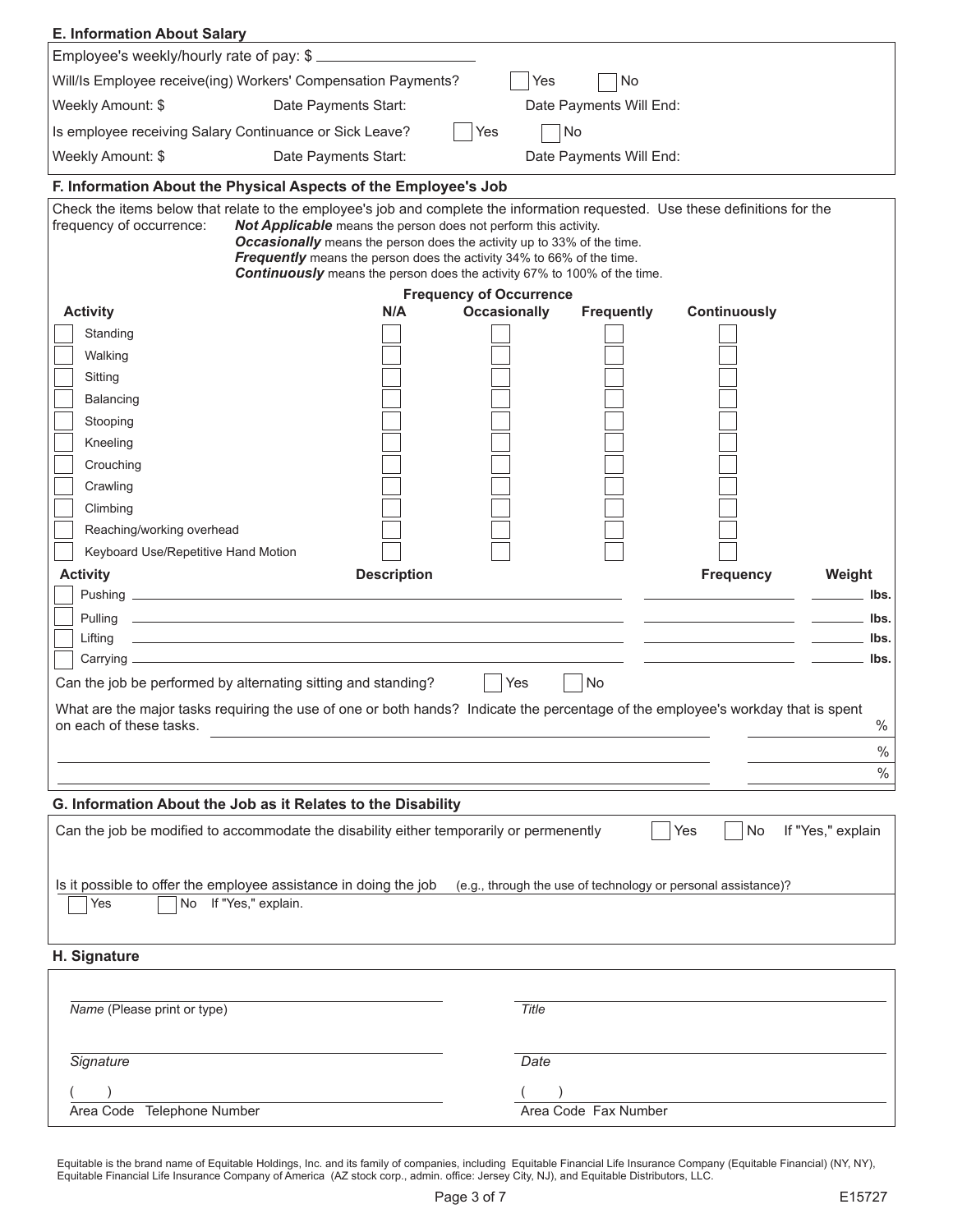## E. Information About Salary

Employee's weekly/hourly rate of pay: $ ____________________

Will/Is Employee receive(ing) Workers' Compensation Payments? ☐ Yes ☐ No

Weekly Amount: $ Date Payments Start: Date Payments Will End:

Is employee receiving Salary Continuance or Sick Leave? ☐ Yes ☐ No

Weekly Amount: $ Date Payments Start: Date Payments Will End:

## F. Information About the Physical Aspects of the Employee's Job

Check the items below that relate to the employee's job and complete the information requested. Use these definitions for the frequency of occurrence:

- ***Not Applicable*** means the person does not perform this activity.
- ***Occasionally*** means the person does the activity up to 33% of the time.
- ***Frequently*** means the person does the activity 34% to 66% of the time.
- ***Continuously*** means the person does the activity 67% to 100% of the time.

| Activity | Frequency of Occurrence | | | |
|---|---|---|---|---|
| | **N/A** | **Occasionally** | **Frequently** | **Continuously** |
| ☐ Standing | ☐ | ☐ | ☐ | ☐ |
| ☐ Walking | ☐ | ☐ | ☐ | ☐ |
| ☐ Sitting | ☐ | ☐ | ☐ | ☐ |
| ☐ Balancing | ☐ | ☐ | ☐ | ☐ |
| ☐ Stooping | ☐ | ☐ | ☐ | ☐ |
| ☐ Kneeling | ☐ | ☐ | ☐ | ☐ |
| ☐ Crouching | ☐ | ☐ | ☐ | ☐ |
| ☐ Crawling | ☐ | ☐ | ☐ | ☐ |
| ☐ Climbing | ☐ | ☐ | ☐ | ☐ |
| ☐ Reaching/working overhead | ☐ | ☐ | ☐ | ☐ |
| ☐ Keyboard Use/Repetitive Hand Motion | ☐ | ☐ | ☐ | ☐ |

| Activity | Description | Frequency | Weight |
|---|---|---|---|
| ☐ Pushing | | | ______ lbs. |
| ☐ Pulling | | | ______ lbs. |
| ☐ Lifting | | | ______ lbs. |
| ☐ Carrying | | | ______ lbs. |

Can the job be performed by alternating sitting and standing? ☐ Yes ☐ No

What are the major tasks requiring the use of one or both hands? Indicate the percentage of the employee's workday that is spent on each of these tasks. ____________________ ______ %

____________________ ______ %

____________________ ______ %

## G. Information About the Job as it Relates to the Disability

Can the job be modified to accommodate the disability either temporarily or permenently ☐ Yes ☐ No If "Yes," explain

Is it possible to offer the employee assistance in doing the job (e.g., through the use of technology or personal assistance)?

☐ Yes ☐ No If "Yes," explain.

## H. Signature

| | |
|---|---|
| *Name* (Please print or type) | *Title* |
| *Signature* | *Date* |
| (    ) Area Code Telephone Number | (    ) Area Code Fax Number |

Equitable is the brand name of Equitable Holdings, Inc. and its family of companies, including Equitable Financial Life Insurance Company (Equitable Financial) (NY, NY), Equitable Financial Life Insurance Company of America (AZ stock corp., admin. office: Jersey City, NJ), and Equitable Distributors, LLC.

E15727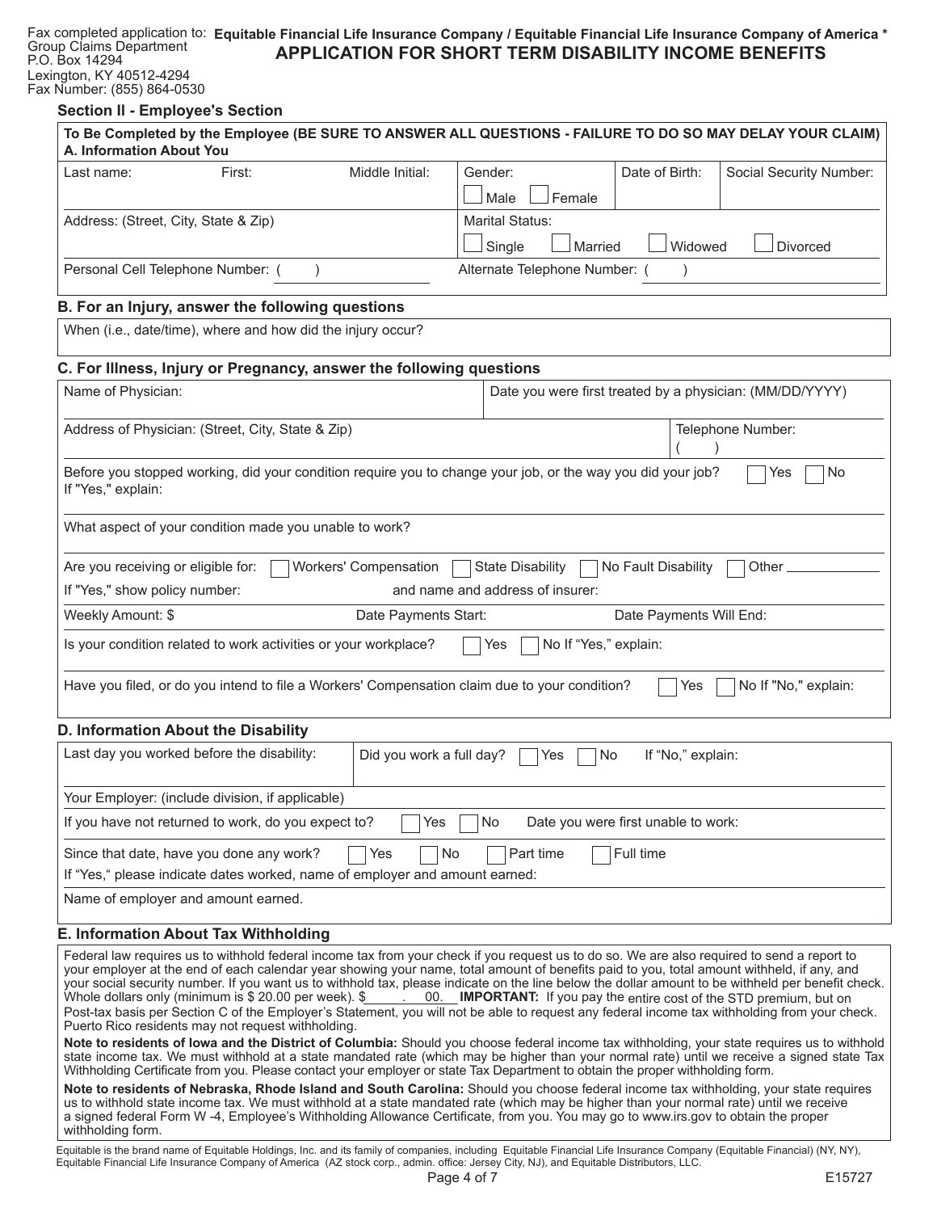Fax completed application to:
Group Claims Department
P.O. Box 14294
Lexington, KY 40512-4294
Fax Number: (855) 864-0530

**Equitable Financial Life Insurance Company / Equitable Financial Life Insurance Company of America ***

# APPLICATION FOR SHORT TERM DISABILITY INCOME BENEFITS

## Section II - Employee's Section

**To Be Completed by the Employee (BE SURE TO ANSWER ALL QUESTIONS - FAILURE TO DO SO MAY DELAY YOUR CLAIM)**

### A. Information About You

| Last name: | First: | Middle Initial: | Gender: ☐ Male ☐ Female | Date of Birth: | Social Security Number: |
|---|---|---|---|---|---|
| Address: (Street, City, State & Zip) | | | Marital Status: ☐ Single ☐ Married ☐ Widowed ☐ Divorced | | |
| Personal Cell Telephone Number: ( ) | | | Alternate Telephone Number: ( ) | | |

### B. For an Injury, answer the following questions

When (i.e., date/time), where and how did the injury occur?

### C. For Illness, Injury or Pregnancy, answer the following questions

| Name of Physician: | Date you were first treated by a physician: (MM/DD/YYYY) |
|---|---|
| Address of Physician: (Street, City, State & Zip) | Telephone Number: ( ) |

Before you stopped working, did your condition require you to change your job, or the way you did your job? ☐ Yes ☐ No
If "Yes," explain:

What aspect of your condition made you unable to work?

Are you receiving or eligible for: ☐ Workers' Compensation ☐ State Disability ☐ No Fault Disability ☐ Other ________

If "Yes," show policy number: and name and address of insurer:

Weekly Amount: $ Date Payments Start: Date Payments Will End:

Is your condition related to work activities or your workplace? ☐ Yes ☐ No If "Yes," explain:

Have you filed, or do you intend to file a Workers' Compensation claim due to your condition? ☐ Yes ☐ No If "No," explain:

### D. Information About the Disability

| Last day you worked before the disability: | Did you work a full day? ☐ Yes ☐ No If "No," explain: |
|---|---|

Your Employer: (include division, if applicable)

If you have not returned to work, do you expect to? ☐ Yes ☐ No Date you were first unable to work:

Since that date, have you done any work? ☐ Yes ☐ No ☐ Part time ☐ Full time
If "Yes," please indicate dates worked, name of employer and amount earned:

Name of employer and amount earned.

### E. Information About Tax Withholding

Federal law requires us to withhold federal income tax from your check if you request us to do so. We are also required to send a report to your employer at the end of each calendar year showing your name, total amount of benefits paid to you, total amount withheld, if any, and your social security number. If you want us to withhold tax, please indicate on the line below the dollar amount to be withheld per benefit check. Whole dollars only (minimum is $ 20.00 per week). $______. 00. **IMPORTANT:** If you pay the entire cost of the STD premium, but on Post-tax basis per Section C of the Employer's Statement, you will not be able to request any federal income tax withholding from your check. Puerto Rico residents may not request withholding.

**Note to residents of Iowa and the District of Columbia:** Should you choose federal income tax withholding, your state requires us to withhold state income tax. We must withhold at a state mandated rate (which may be higher than your normal rate) until we receive a signed state Tax Withholding Certificate from you. Please contact your employer or state Tax Department to obtain the proper withholding form.

**Note to residents of Nebraska, Rhode Island and South Carolina:** Should you choose federal income tax withholding, your state requires us to withhold state income tax. We must withhold at a state mandated rate (which may be higher than your normal rate) until we receive a signed federal Form W -4, Employee's Withholding Allowance Certificate, from you. You may go to www.irs.gov to obtain the proper withholding form.

Equitable is the brand name of Equitable Holdings, Inc. and its family of companies, including Equitable Financial Life Insurance Company (Equitable Financial) (NY, NY), Equitable Financial Life Insurance Company of America (AZ stock corp., admin. office: Jersey City, NJ), and Equitable Distributors, LLC.

E15727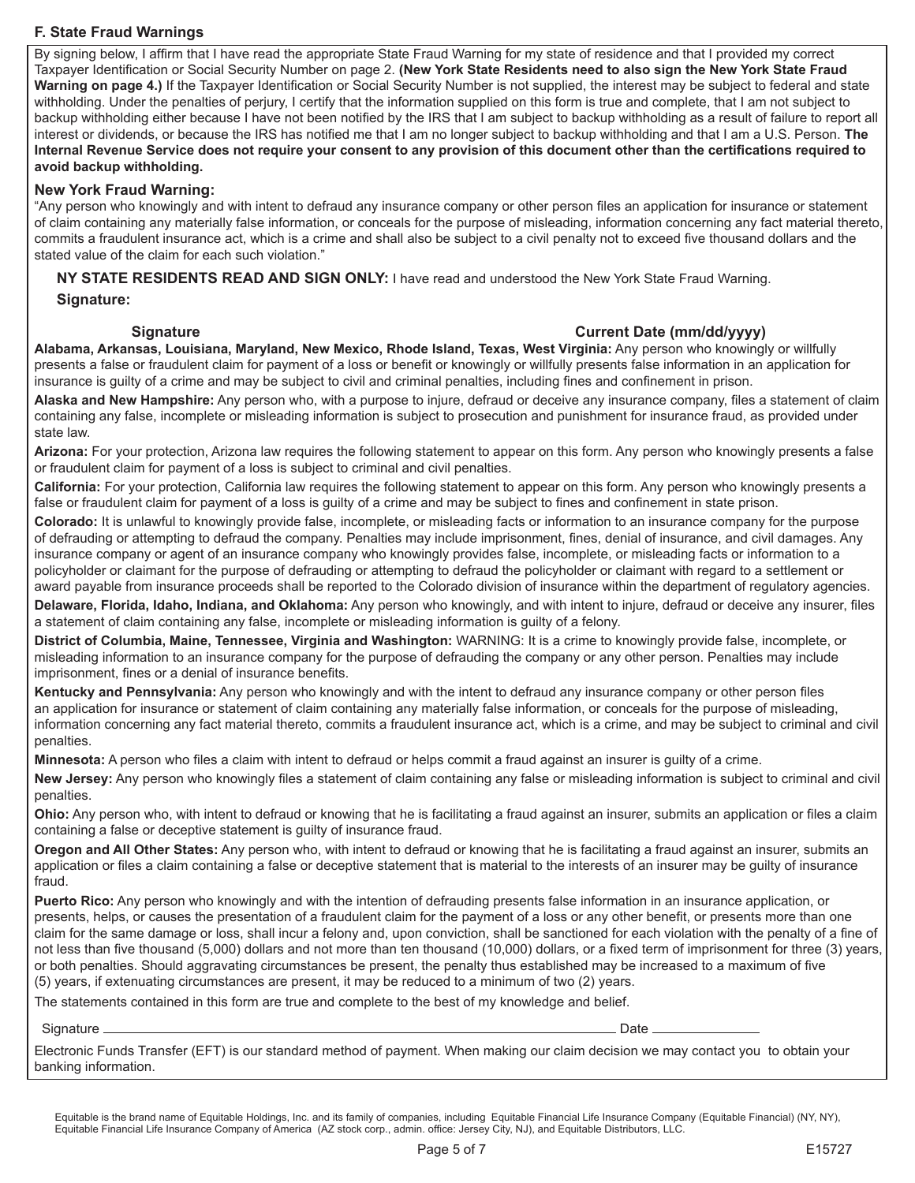## F. State Fraud Warnings

By signing below, I affirm that I have read the appropriate State Fraud Warning for my state of residence and that I provided my correct Taxpayer Identification or Social Security Number on page 2. **(New York State Residents need to also sign the New York State Fraud Warning on page 4.)** If the Taxpayer Identification or Social Security Number is not supplied, the interest may be subject to federal and state withholding. Under the penalties of perjury, I certify that the information supplied on this form is true and complete, that I am not subject to backup withholding either because I have not been notified by the IRS that I am subject to backup withholding as a result of failure to report all interest or dividends, or because the IRS has notified me that I am no longer subject to backup withholding and that I am a U.S. Person. **The Internal Revenue Service does not require your consent to any provision of this document other than the certifications required to avoid backup withholding.**

### New York Fraud Warning:

"Any person who knowingly and with intent to defraud any insurance company or other person files an application for insurance or statement of claim containing any materially false information, or conceals for the purpose of misleading, information concerning any fact material thereto, commits a fraudulent insurance act, which is a crime and shall also be subject to a civil penalty not to exceed five thousand dollars and the stated value of the claim for each such violation."

**NY STATE RESIDENTS READ AND SIGN ONLY:** I have read and understood the New York State Fraud Warning.

**Signature:**

**Signature** **Current Date (mm/dd/yyyy)**

**Alabama, Arkansas, Louisiana, Maryland, New Mexico, Rhode Island, Texas, West Virginia:** Any person who knowingly or willfully presents a false or fraudulent claim for payment of a loss or benefit or knowingly or willfully presents false information in an application for insurance is guilty of a crime and may be subject to civil and criminal penalties, including fines and confinement in prison.

**Alaska and New Hampshire:** Any person who, with a purpose to injure, defraud or deceive any insurance company, files a statement of claim containing any false, incomplete or misleading information is subject to prosecution and punishment for insurance fraud, as provided under state law.

**Arizona:** For your protection, Arizona law requires the following statement to appear on this form. Any person who knowingly presents a false or fraudulent claim for payment of a loss is subject to criminal and civil penalties.

**California:** For your protection, California law requires the following statement to appear on this form. Any person who knowingly presents a false or fraudulent claim for payment of a loss is guilty of a crime and may be subject to fines and confinement in state prison.

**Colorado:** It is unlawful to knowingly provide false, incomplete, or misleading facts or information to an insurance company for the purpose of defrauding or attempting to defraud the company. Penalties may include imprisonment, fines, denial of insurance, and civil damages. Any insurance company or agent of an insurance company who knowingly provides false, incomplete, or misleading facts or information to a policyholder or claimant for the purpose of defrauding or attempting to defraud the policyholder or claimant with regard to a settlement or award payable from insurance proceeds shall be reported to the Colorado division of insurance within the department of regulatory agencies.

**Delaware, Florida, Idaho, Indiana, and Oklahoma:** Any person who knowingly, and with intent to injure, defraud or deceive any insurer, files a statement of claim containing any false, incomplete or misleading information is guilty of a felony.

**District of Columbia, Maine, Tennessee, Virginia and Washington:** WARNING: It is a crime to knowingly provide false, incomplete, or misleading information to an insurance company for the purpose of defrauding the company or any other person. Penalties may include imprisonment, fines or a denial of insurance benefits.

**Kentucky and Pennsylvania:** Any person who knowingly and with the intent to defraud any insurance company or other person files an application for insurance or statement of claim containing any materially false information, or conceals for the purpose of misleading, information concerning any fact material thereto, commits a fraudulent insurance act, which is a crime, and may be subject to criminal and civil penalties.

**Minnesota:** A person who files a claim with intent to defraud or helps commit a fraud against an insurer is guilty of a crime.

**New Jersey:** Any person who knowingly files a statement of claim containing any false or misleading information is subject to criminal and civil penalties.

**Ohio:** Any person who, with intent to defraud or knowing that he is facilitating a fraud against an insurer, submits an application or files a claim containing a false or deceptive statement is guilty of insurance fraud.

**Oregon and All Other States:** Any person who, with intent to defraud or knowing that he is facilitating a fraud against an insurer, submits an application or files a claim containing a false or deceptive statement that is material to the interests of an insurer may be guilty of insurance fraud.

**Puerto Rico:** Any person who knowingly and with the intention of defrauding presents false information in an insurance application, or presents, helps, or causes the presentation of a fraudulent claim for the payment of a loss or any other benefit, or presents more than one claim for the same damage or loss, shall incur a felony and, upon conviction, shall be sanctioned for each violation with the penalty of a fine of not less than five thousand (5,000) dollars and not more than ten thousand (10,000) dollars, or a fixed term of imprisonment for three (3) years, or both penalties. Should aggravating circumstances be present, the penalty thus established may be increased to a maximum of five (5) years, if extenuating circumstances are present, it may be reduced to a minimum of two (2) years.

The statements contained in this form are true and complete to the best of my knowledge and belief.

Signature ______________________________ Date ______________

Electronic Funds Transfer (EFT) is our standard method of payment. When making our claim decision we may contact you to obtain your banking information.

Equitable is the brand name of Equitable Holdings, Inc. and its family of companies, including Equitable Financial Life Insurance Company (Equitable Financial) (NY, NY), Equitable Financial Life Insurance Company of America (AZ stock corp., admin. office: Jersey City, NJ), and Equitable Distributors, LLC.

E15727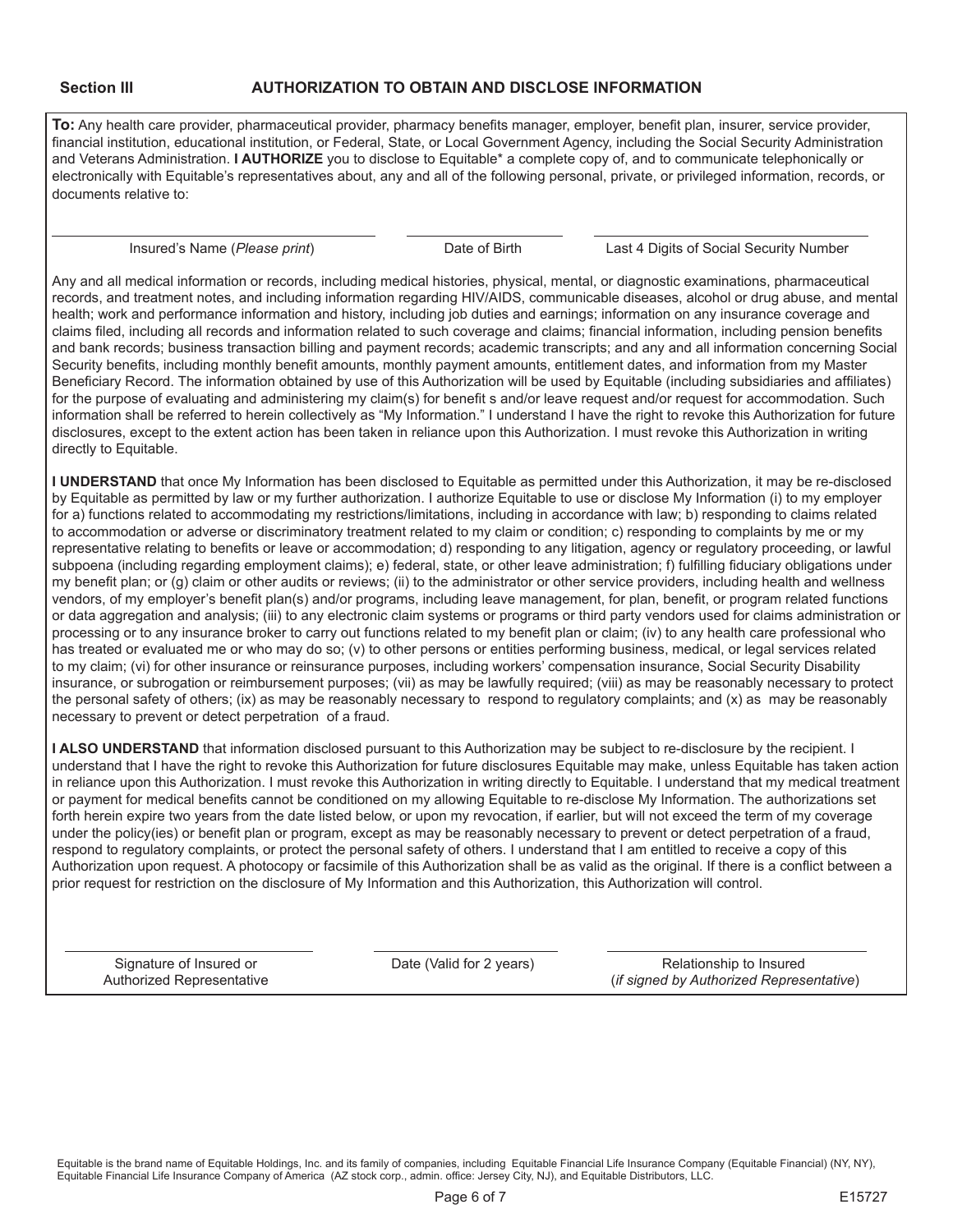**Section III** **AUTHORIZATION TO OBTAIN AND DISCLOSE INFORMATION**

**To:** Any health care provider, pharmaceutical provider, pharmacy benefits manager, employer, benefit plan, insurer, service provider, financial institution, educational institution, or Federal, State, or Local Government Agency, including the Social Security Administration and Veterans Administration. **I AUTHORIZE** you to disclose to Equitable* a complete copy of, and to communicate telephonically or electronically with Equitable's representatives about, any and all of the following personal, private, or privileged information, records, or documents relative to:

| Insured's Name (*Please print*) | Date of Birth | Last 4 Digits of Social Security Number |
|---|---|---|
| | | |

Any and all medical information or records, including medical histories, physical, mental, or diagnostic examinations, pharmaceutical records, and treatment notes, and including information regarding HIV/AIDS, communicable diseases, alcohol or drug abuse, and mental health; work and performance information and history, including job duties and earnings; information on any insurance coverage and claims filed, including all records and information related to such coverage and claims; financial information, including pension benefits and bank records; business transaction billing and payment records; academic transcripts; and any and all information concerning Social Security benefits, including monthly benefit amounts, monthly payment amounts, entitlement dates, and information from my Master Beneficiary Record. The information obtained by use of this Authorization will be used by Equitable (including subsidiaries and affiliates) for the purpose of evaluating and administering my claim(s) for benefit s and/or leave request and/or request for accommodation. Such information shall be referred to herein collectively as "My Information." I understand I have the right to revoke this Authorization for future disclosures, except to the extent action has been taken in reliance upon this Authorization. I must revoke this Authorization in writing directly to Equitable.

**I UNDERSTAND** that once My Information has been disclosed to Equitable as permitted under this Authorization, it may be re-disclosed by Equitable as permitted by law or my further authorization. I authorize Equitable to use or disclose My Information (i) to my employer for a) functions related to accommodating my restrictions/limitations, including in accordance with law; b) responding to claims related to accommodation or adverse or discriminatory treatment related to my claim or condition; c) responding to complaints by me or my representative relating to benefits or leave or accommodation; d) responding to any litigation, agency or regulatory proceeding, or lawful subpoena (including regarding employment claims); e) federal, state, or other leave administration; f) fulfilling fiduciary obligations under my benefit plan; or (g) claim or other audits or reviews; (ii) to the administrator or other service providers, including health and wellness vendors, of my employer's benefit plan(s) and/or programs, including leave management, for plan, benefit, or program related functions or data aggregation and analysis; (iii) to any electronic claim systems or programs or third party vendors used for claims administration or processing or to any insurance broker to carry out functions related to my benefit plan or claim; (iv) to any health care professional who has treated or evaluated me or who may do so; (v) to other persons or entities performing business, medical, or legal services related to my claim; (vi) for other insurance or reinsurance purposes, including workers' compensation insurance, Social Security Disability insurance, or subrogation or reimbursement purposes; (vii) as may be lawfully required; (viii) as may be reasonably necessary to protect the personal safety of others; (ix) as may be reasonably necessary to respond to regulatory complaints; and (x) as may be reasonably necessary to prevent or detect perpetration of a fraud.

**I ALSO UNDERSTAND** that information disclosed pursuant to this Authorization may be subject to re-disclosure by the recipient. I understand that I have the right to revoke this Authorization for future disclosures Equitable may make, unless Equitable has taken action in reliance upon this Authorization. I must revoke this Authorization in writing directly to Equitable. I understand that my medical treatment or payment for medical benefits cannot be conditioned on my allowing Equitable to re-disclose My Information. The authorizations set forth herein expire two years from the date listed below, or upon my revocation, if earlier, but will not exceed the term of my coverage under the policy(ies) or benefit plan or program, except as may be reasonably necessary to prevent or detect perpetration of a fraud, respond to regulatory complaints, or protect the personal safety of others. I understand that I am entitled to receive a copy of this Authorization upon request. A photocopy or facsimile of this Authorization shall be as valid as the original. If there is a conflict between a prior request for restriction on the disclosure of My Information and this Authorization, this Authorization will control.

| Signature of Insured or Authorized Representative | Date (Valid for 2 years) | Relationship to Insured (*if signed by Authorized Representative*) |
|---|---|---|
| | | |

Equitable is the brand name of Equitable Holdings, Inc. and its family of companies, including Equitable Financial Life Insurance Company (Equitable Financial) (NY, NY), Equitable Financial Life Insurance Company of America (AZ stock corp., admin. office: Jersey City, NJ), and Equitable Distributors, LLC.

E15727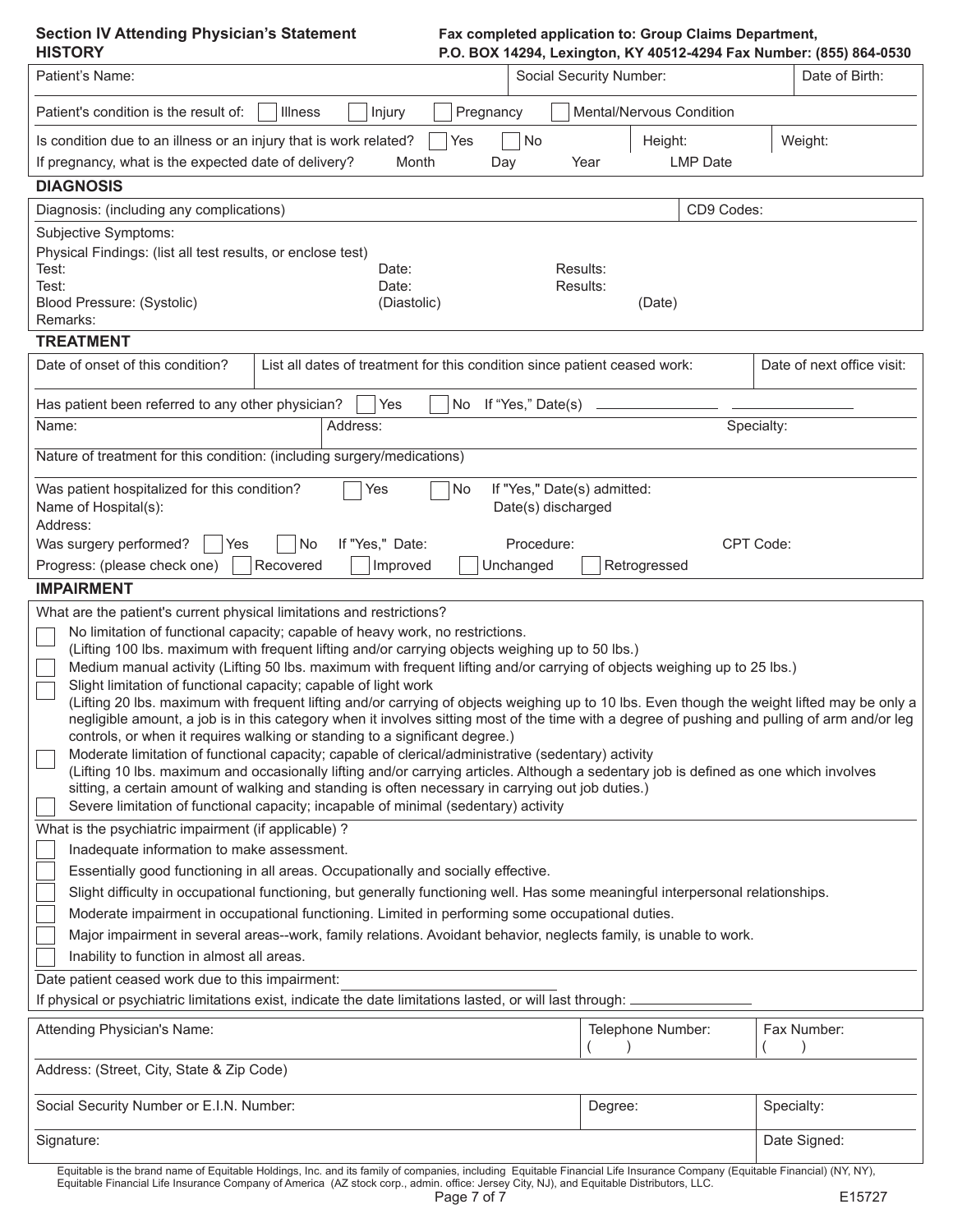## Section IV Attending Physician's Statement

**Fax completed application to: Group Claims Department, P.O. BOX 14294, Lexington, KY 40512-4294 Fax Number: (855) 864-0530**

### HISTORY

| | | |
|---|---|---|
| Patient's Name: | Social Security Number: | Date of Birth: |

Patient's condition is the result of: ☐ Illness ☐ Injury ☐ Pregnancy ☐ Mental/Nervous Condition

Is condition due to an illness or an injury that is work related? ☐ Yes ☐ No Height: Weight:

If pregnancy, what is the expected date of delivery? Month Day Year LMP Date

### DIAGNOSIS

| | |
|---|---|
| Diagnosis: (including any complications) | CD9 Codes: |

Subjective Symptoms:

Physical Findings: (list all test results, or enclose test)

| | | |
|---|---|---|
| Test: | Date: | Results: |
| Test: | Date: | Results: |
| Blood Pressure: (Systolic) | (Diastolic) | (Date) |

Remarks:

### TREATMENT

| | | |
|---|---|---|
| Date of onset of this condition? | List all dates of treatment for this condition since patient ceased work: | Date of next office visit: |

Has patient been referred to any other physician? ☐ Yes ☐ No If "Yes," Date(s) ____________ ____________

| | | |
|---|---|---|
| Name: | Address: | Specialty: |

Nature of treatment for this condition: (including surgery/medications)

Was patient hospitalized for this condition? ☐ Yes ☐ No If "Yes," Date(s) admitted:

Name of Hospital(s): Date(s) discharged

Address:

Was surgery performed? ☐ Yes ☐ No If "Yes," Date: Procedure: CPT Code:

Progress: (please check one) ☐ Recovered ☐ Improved ☐ Unchanged ☐ Retrogressed

### IMPAIRMENT

What are the patient's current physical limitations and restrictions?

- ☐ No limitation of functional capacity; capable of heavy work, no restrictions. (Lifting 100 lbs. maximum with frequent lifting and/or carrying objects weighing up to 50 lbs.)
- ☐ Medium manual activity (Lifting 50 lbs. maximum with frequent lifting and/or carrying of objects weighing up to 25 lbs.)
- ☐ Slight limitation of functional capacity; capable of light work (Lifting 20 lbs. maximum with frequent lifting and/or carrying of objects weighing up to 10 lbs. Even though the weight lifted may be only a negligible amount, a job is in this category when it involves sitting most of the time with a degree of pushing and pulling of arm and/or leg controls, or when it requires walking or standing to a significant degree.)
- ☐ Moderate limitation of functional capacity; capable of clerical/administrative (sedentary) activity (Lifting 10 lbs. maximum and occasionally lifting and/or carrying articles. Although a sedentary job is defined as one which involves sitting, a certain amount of walking and standing is often necessary in carrying out job duties.)
- ☐ Severe limitation of functional capacity; incapable of minimal (sedentary) activity

What is the psychiatric impairment (if applicable) ?

- ☐ Inadequate information to make assessment.
- ☐ Essentially good functioning in all areas. Occupationally and socially effective.
- ☐ Slight difficulty in occupational functioning, but generally functioning well. Has some meaningful interpersonal relationships.
- ☐ Moderate impairment in occupational functioning. Limited in performing some occupational duties.
- ☐ Major impairment in several areas--work, family relations. Avoidant behavior, neglects family, is unable to work.
- ☐ Inability to function in almost all areas.

Date patient ceased work due to this impairment: ____________________

If physical or psychiatric limitations exist, indicate the date limitations lasted, or will last through: ____________

| | | |
|---|---|---|
| Attending Physician's Name: | Telephone Number: ( ) | Fax Number: ( ) |
| Address: (Street, City, State & Zip Code) | | |
| Social Security Number or E.I.N. Number: | Degree: | Specialty: |
| Signature: | | Date Signed: |

Equitable is the brand name of Equitable Holdings, Inc. and its family of companies, including Equitable Financial Life Insurance Company (Equitable Financial) (NY, NY), Equitable Financial Life Insurance Company of America (AZ stock corp., admin. office: Jersey City, NJ), and Equitable Distributors, LLC.

E15727